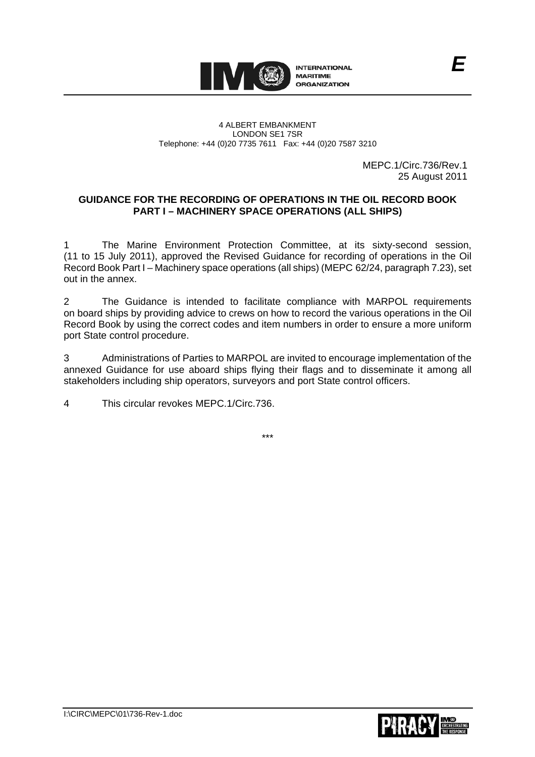INTERNATIONAL MARITIME ORGANIZATION

E

4 ALBERT EMBANKMENT
LONDON SE1 7SR
Telephone: +44 (0)20 7735 7611 Fax: +44 (0)20 7587 3210

MEPC.1/Circ.736/Rev.1
25 August 2011

**GUIDANCE FOR THE RECORDING OF OPERATIONS IN THE OIL RECORD BOOK PART I – MACHINERY SPACE OPERATIONS (ALL SHIPS)**

1 The Marine Environment Protection Committee, at its sixty-second session, (11 to 15 July 2011), approved the Revised Guidance for recording of operations in the Oil Record Book Part I – Machinery space operations (all ships) (MEPC 62/24, paragraph 7.23), set out in the annex.

2 The Guidance is intended to facilitate compliance with MARPOL requirements on board ships by providing advice to crews on how to record the various operations in the Oil Record Book by using the correct codes and item numbers in order to ensure a more uniform port State control procedure.

3 Administrations of Parties to MARPOL are invited to encourage implementation of the annexed Guidance for use aboard ships flying their flags and to disseminate it among all stakeholders including ship operators, surveyors and port State control officers.

4 This circular revokes MEPC.1/Circ.736.

\*\*\*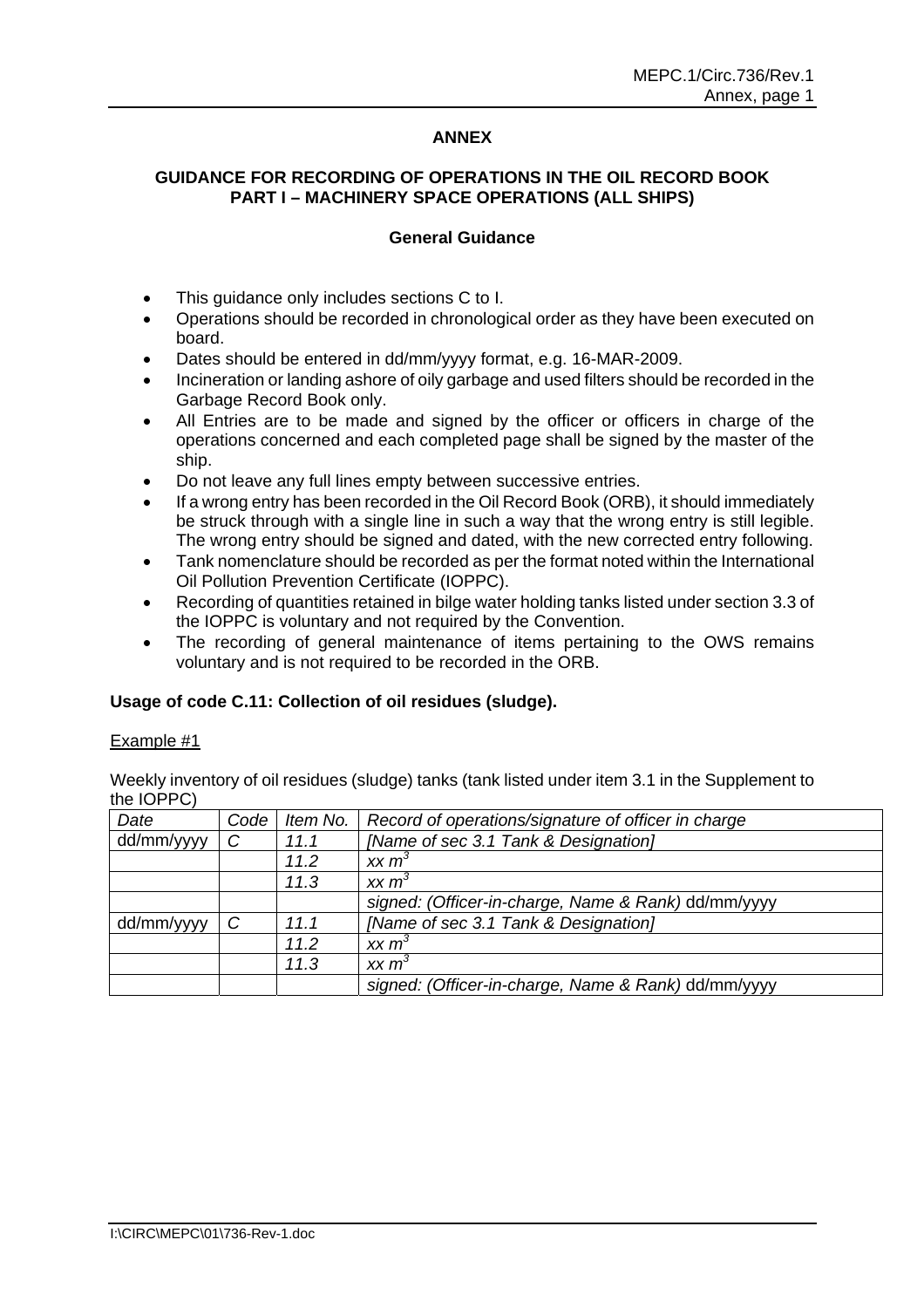# ANNEX

## GUIDANCE FOR RECORDING OF OPERATIONS IN THE OIL RECORD BOOK PART I – MACHINERY SPACE OPERATIONS (ALL SHIPS)

### General Guidance

- This guidance only includes sections C to I.
- Operations should be recorded in chronological order as they have been executed on board.
- Dates should be entered in dd/mm/yyyy format, e.g. 16-MAR-2009.
- Incineration or landing ashore of oily garbage and used filters should be recorded in the Garbage Record Book only.
- All Entries are to be made and signed by the officer or officers in charge of the operations concerned and each completed page shall be signed by the master of the ship.
- Do not leave any full lines empty between successive entries.
- If a wrong entry has been recorded in the Oil Record Book (ORB), it should immediately be struck through with a single line in such a way that the wrong entry is still legible. The wrong entry should be signed and dated, with the new corrected entry following.
- Tank nomenclature should be recorded as per the format noted within the International Oil Pollution Prevention Certificate (IOPPC).
- Recording of quantities retained in bilge water holding tanks listed under section 3.3 of the IOPPC is voluntary and not required by the Convention.
- The recording of general maintenance of items pertaining to the OWS remains voluntary and is not required to be recorded in the ORB.

**Usage of code C.11: Collection of oil residues (sludge).**

Example #1

Weekly inventory of oil residues (sludge) tanks (tank listed under item 3.1 in the Supplement to the IOPPC)

| *Date* | *Code* | *Item No.* | *Record of operations/signature of officer in charge* |
|---|---|---|---|
| dd/mm/yyyy | *C* | *11.1* | *[Name of sec 3.1 Tank & Designation]* |
| | | *11.2* | *xx* $m^3$ |
| | | *11.3* | *xx* $m^3$ |
| | | | *signed: (Officer-in-charge, Name & Rank)* dd/mm/yyyy |
| dd/mm/yyyy | *C* | *11.1* | *[Name of sec 3.1 Tank & Designation]* |
| | | *11.2* | *xx* $m^3$ |
| | | *11.3* | *xx* $m^3$ |
| | | | *signed: (Officer-in-charge, Name & Rank)* dd/mm/yyyy |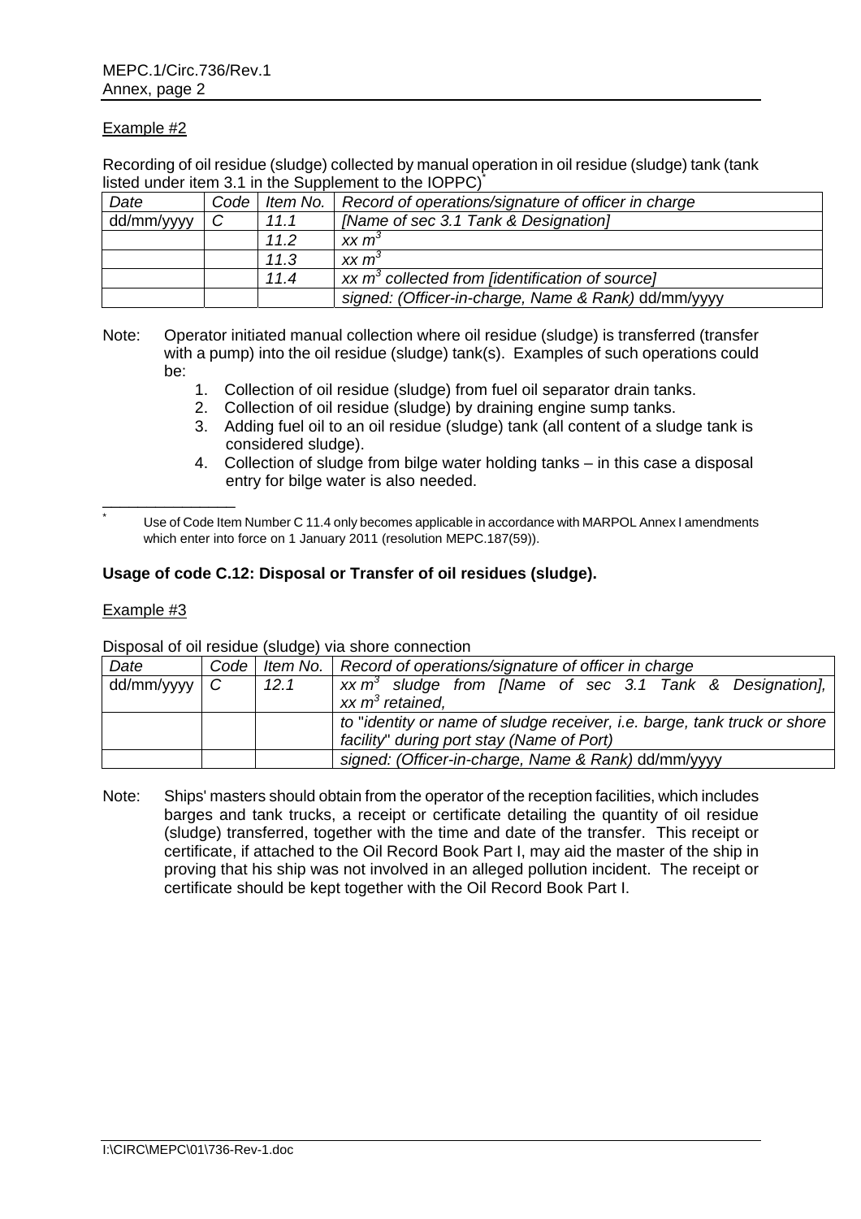Example #2

Recording of oil residue (sludge) collected by manual operation in oil residue (sludge) tank (tank listed under item 3.1 in the Supplement to the IOPPC)*

| *Date* | *Code* | *Item No.* | *Record of operations/signature of officer in charge* |
|---|---|---|---|
| dd/mm/yyyy | *C* | *11.1* | *[Name of sec 3.1 Tank & Designation]* |
| | | *11.2* | *xx* $m^3$ |
| | | *11.3* | *xx* $m^3$ |
| | | *11.4* | *xx* $m^3$ *collected from [identification of source]* |
| | | | *signed: (Officer-in-charge, Name & Rank)* dd/mm/yyyy |

Note: Operator initiated manual collection where oil residue (sludge) is transferred (transfer with a pump) into the oil residue (sludge) tank(s). Examples of such operations could be:

1. Collection of oil residue (sludge) from fuel oil separator drain tanks.
2. Collection of oil residue (sludge) by draining engine sump tanks.
3. Adding fuel oil to an oil residue (sludge) tank (all content of a sludge tank is considered sludge).
4. Collection of sludge from bilge water holding tanks – in this case a disposal entry for bilge water is also needed.

\* Use of Code Item Number C 11.4 only becomes applicable in accordance with MARPOL Annex I amendments which enter into force on 1 January 2011 (resolution MEPC.187(59)).

**Usage of code C.12: Disposal or Transfer of oil residues (sludge).**

Example #3

Disposal of oil residue (sludge) via shore connection

| *Date* | *Code* | *Item No.* | *Record of operations/signature of officer in charge* |
|---|---|---|---|
| dd/mm/yyyy | *C* | *12.1* | *xx* $m^3$ *sludge from [Name of sec 3.1 Tank & Designation], xx* $m^3$ *retained,* |
| | | | *to "identity or name of sludge receiver, i.e. barge, tank truck or shore facility" during port stay (Name of Port)* |
| | | | *signed: (Officer-in-charge, Name & Rank)* dd/mm/yyyy |

Note: Ships' masters should obtain from the operator of the reception facilities, which includes barges and tank trucks, a receipt or certificate detailing the quantity of oil residue (sludge) transferred, together with the time and date of the transfer. This receipt or certificate, if attached to the Oil Record Book Part I, may aid the master of the ship in proving that his ship was not involved in an alleged pollution incident. The receipt or certificate should be kept together with the Oil Record Book Part I.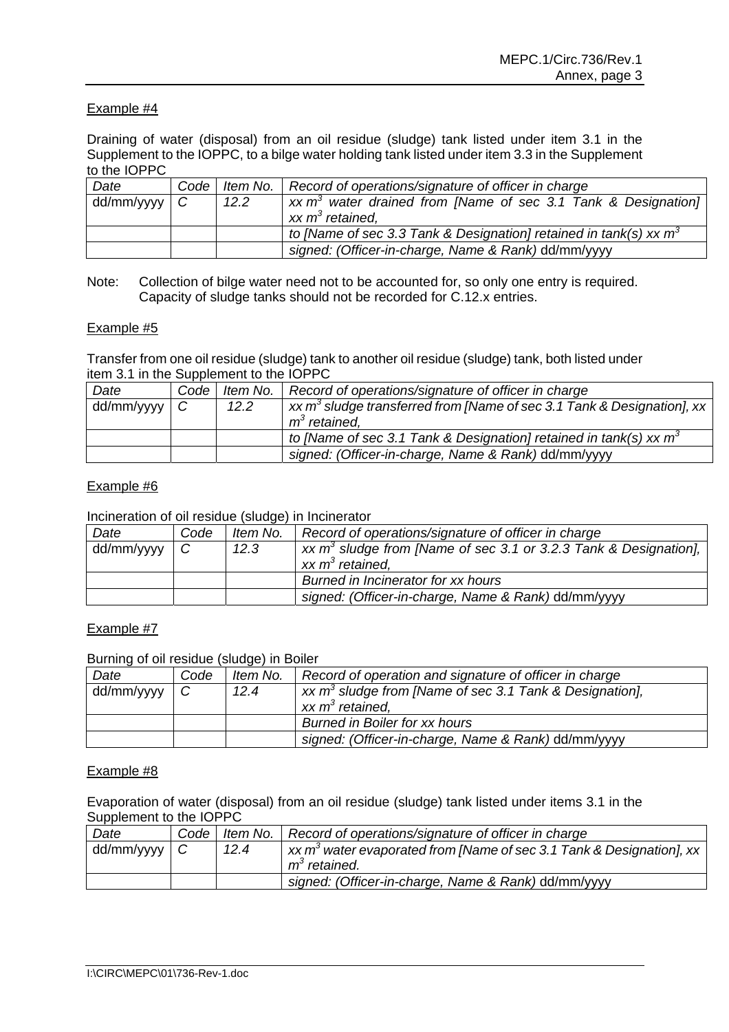Example #4

Draining of water (disposal) from an oil residue (sludge) tank listed under item 3.1 in the Supplement to the IOPPC, to a bilge water holding tank listed under item 3.3 in the Supplement to the IOPPC

| *Date* | *Code* | *Item No.* | *Record of operations/signature of officer in charge* |
|---|---|---|---|
| dd/mm/yyyy | *C* | *12.2* | *xx $m^3$ water drained from [Name of sec 3.1 Tank & Designation] xx $m^3$ retained,* |
| | | | *to [Name of sec 3.3 Tank & Designation] retained in tank(s) xx $m^3$* |
| | | | *signed: (Officer-in-charge, Name & Rank)* dd/mm/yyyy |

Note: Collection of bilge water need not to be accounted for, so only one entry is required. Capacity of sludge tanks should not be recorded for C.12.x entries.

Example #5

Transfer from one oil residue (sludge) tank to another oil residue (sludge) tank, both listed under item 3.1 in the Supplement to the IOPPC

| *Date* | *Code* | *Item No.* | *Record of operations/signature of officer in charge* |
|---|---|---|---|
| dd/mm/yyyy | *C* | *12.2* | *xx $m^3$ sludge transferred from [Name of sec 3.1 Tank & Designation], xx $m^3$ retained,* |
| | | | *to [Name of sec 3.1 Tank & Designation] retained in tank(s) xx $m^3$* |
| | | | *signed: (Officer-in-charge, Name & Rank)* dd/mm/yyyy |

Example #6

Incineration of oil residue (sludge) in Incinerator

| *Date* | *Code* | *Item No.* | *Record of operations/signature of officer in charge* |
|---|---|---|---|
| dd/mm/yyyy | *C* | *12.3* | *xx $m^3$ sludge from [Name of sec 3.1 or 3.2.3 Tank & Designation], xx $m^3$ retained,* |
| | | | *Burned in Incinerator for xx hours* |
| | | | *signed: (Officer-in-charge, Name & Rank)* dd/mm/yyyy |

Example #7

Burning of oil residue (sludge) in Boiler

| *Date* | *Code* | *Item No.* | *Record of operation and signature of officer in charge* |
|---|---|---|---|
| dd/mm/yyyy | *C* | *12.4* | *xx $m^3$ sludge from [Name of sec 3.1 Tank & Designation], xx $m^3$ retained,* |
| | | | *Burned in Boiler for xx hours* |
| | | | *signed: (Officer-in-charge, Name & Rank)* dd/mm/yyyy |

Example #8

Evaporation of water (disposal) from an oil residue (sludge) tank listed under items 3.1 in the Supplement to the IOPPC

| *Date* | *Code* | *Item No.* | *Record of operations/signature of officer in charge* |
|---|---|---|---|
| dd/mm/yyyy | *C* | *12.4* | *xx $m^3$ water evaporated from [Name of sec 3.1 Tank & Designation], xx $m^3$ retained.* |
| | | | *signed: (Officer-in-charge, Name & Rank)* dd/mm/yyyy |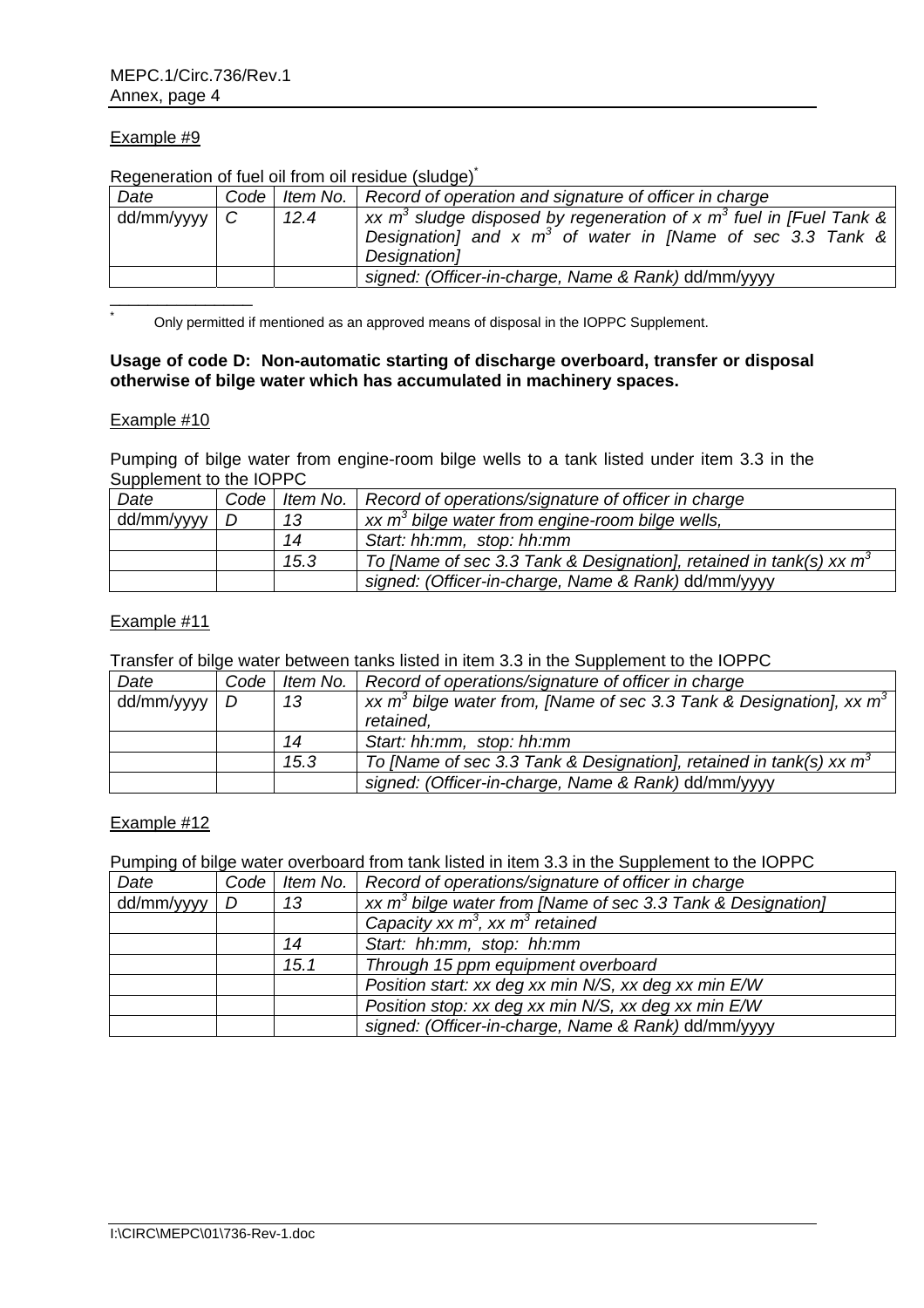Example #9

Regeneration of fuel oil from oil residue (sludge)[*]

| Date | Code | Item No. | Record of operation and signature of officer in charge |
|---|---|---|---|
| dd/mm/yyyy | *C* | *12.4* | *xx m$^3$ sludge disposed by regeneration of x m$^3$ fuel in [Fuel Tank & Designation] and x m$^3$ of water in [Name of sec 3.3 Tank & Designation]* |
| | | | *signed: (Officer-in-charge, Name & Rank)* dd/mm/yyyy |

[*] Only permitted if mentioned as an approved means of disposal in the IOPPC Supplement.

**Usage of code D: Non-automatic starting of discharge overboard, transfer or disposal otherwise of bilge water which has accumulated in machinery spaces.**

Example #10

Pumping of bilge water from engine-room bilge wells to a tank listed under item 3.3 in the Supplement to the IOPPC

| Date | Code | Item No. | Record of operations/signature of officer in charge |
|---|---|---|---|
| dd/mm/yyyy | *D* | *13* | *xx m$^3$ bilge water from engine-room bilge wells,* |
| | | *14* | *Start: hh:mm, stop: hh:mm* |
| | | *15.3* | *To [Name of sec 3.3 Tank & Designation], retained in tank(s) xx m$^3$* |
| | | | *signed: (Officer-in-charge, Name & Rank)* dd/mm/yyyy |

Example #11

Transfer of bilge water between tanks listed in item 3.3 in the Supplement to the IOPPC

| Date | Code | Item No. | Record of operations/signature of officer in charge |
|---|---|---|---|
| dd/mm/yyyy | *D* | *13* | *xx m$^3$ bilge water from, [Name of sec 3.3 Tank & Designation], xx m$^3$ retained,* |
| | | *14* | *Start: hh:mm, stop: hh:mm* |
| | | *15.3* | *To [Name of sec 3.3 Tank & Designation], retained in tank(s) xx m$^3$* |
| | | | *signed: (Officer-in-charge, Name & Rank)* dd/mm/yyyy |

Example #12

Pumping of bilge water overboard from tank listed in item 3.3 in the Supplement to the IOPPC

| Date | Code | Item No. | Record of operations/signature of officer in charge |
|---|---|---|---|
| dd/mm/yyyy | *D* | *13* | *xx m$^3$ bilge water from [Name of sec 3.3 Tank & Designation]* |
| | | | *Capacity xx m$^3$, xx m$^3$ retained* |
| | | *14* | *Start: hh:mm, stop: hh:mm* |
| | | *15.1* | *Through 15 ppm equipment overboard* |
| | | | *Position start: xx deg xx min N/S, xx deg xx min E/W* |
| | | | *Position stop: xx deg xx min N/S, xx deg xx min E/W* |
| | | | *signed: (Officer-in-charge, Name & Rank)* dd/mm/yyyy |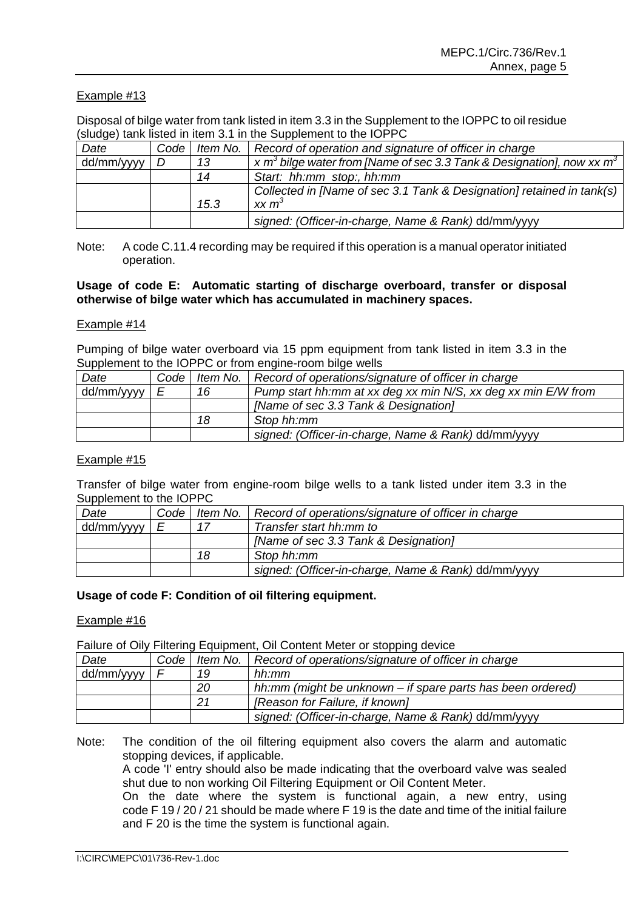Example #13

Disposal of bilge water from tank listed in item 3.3 in the Supplement to the IOPPC to oil residue (sludge) tank listed in item 3.1 in the Supplement to the IOPPC

| *Date* | *Code* | *Item No.* | *Record of operation and signature of officer in charge* |
|---|---|---|---|
| dd/mm/yyyy | *D* | *13* | *x $m^3$ bilge water from [Name of sec 3.3 Tank & Designation], now xx $m^3$* |
| | | *14* | *Start: hh:mm stop:, hh:mm* |
| | | *15.3* | *Collected in [Name of sec 3.1 Tank & Designation] retained in tank(s) xx $m^3$* |
| | | | *signed: (Officer-in-charge, Name & Rank)* dd/mm/yyyy |

Note: A code C.11.4 recording may be required if this operation is a manual operator initiated operation.

**Usage of code E: Automatic starting of discharge overboard, transfer or disposal otherwise of bilge water which has accumulated in machinery spaces.**

Example #14

Pumping of bilge water overboard via 15 ppm equipment from tank listed in item 3.3 in the Supplement to the IOPPC or from engine-room bilge wells

| *Date* | *Code* | *Item No.* | *Record of operations/signature of officer in charge* |
|---|---|---|---|
| dd/mm/yyyy | *E* | *16* | *Pump start hh:mm at xx deg xx min N/S, xx deg xx min E/W from* |
| | | | *[Name of sec 3.3 Tank & Designation]* |
| | | *18* | *Stop hh:mm* |
| | | | *signed: (Officer-in-charge, Name & Rank)* dd/mm/yyyy |

Example #15

Transfer of bilge water from engine-room bilge wells to a tank listed under item 3.3 in the Supplement to the IOPPC

| *Date* | *Code* | *Item No.* | *Record of operations/signature of officer in charge* |
|---|---|---|---|
| dd/mm/yyyy | *E* | *17* | *Transfer start hh:mm to* |
| | | | *[Name of sec 3.3 Tank & Designation]* |
| | | *18* | *Stop hh:mm* |
| | | | *signed: (Officer-in-charge, Name & Rank)* dd/mm/yyyy |

**Usage of code F: Condition of oil filtering equipment.**

Example #16

Failure of Oily Filtering Equipment, Oil Content Meter or stopping device

| *Date* | *Code* | *Item No.* | *Record of operations/signature of officer in charge* |
|---|---|---|---|
| dd/mm/yyyy | *F* | *19* | *hh:mm* |
| | | *20* | *hh:mm (might be unknown – if spare parts has been ordered)* |
| | | *21* | *[Reason for Failure, if known]* |
| | | | *signed: (Officer-in-charge, Name & Rank)* dd/mm/yyyy |

Note: The condition of the oil filtering equipment also covers the alarm and automatic stopping devices, if applicable.
A code 'I' entry should also be made indicating that the overboard valve was sealed shut due to non working Oil Filtering Equipment or Oil Content Meter.
On the date where the system is functional again, a new entry, using code F 19 / 20 / 21 should be made where F 19 is the date and time of the initial failure and F 20 is the time the system is functional again.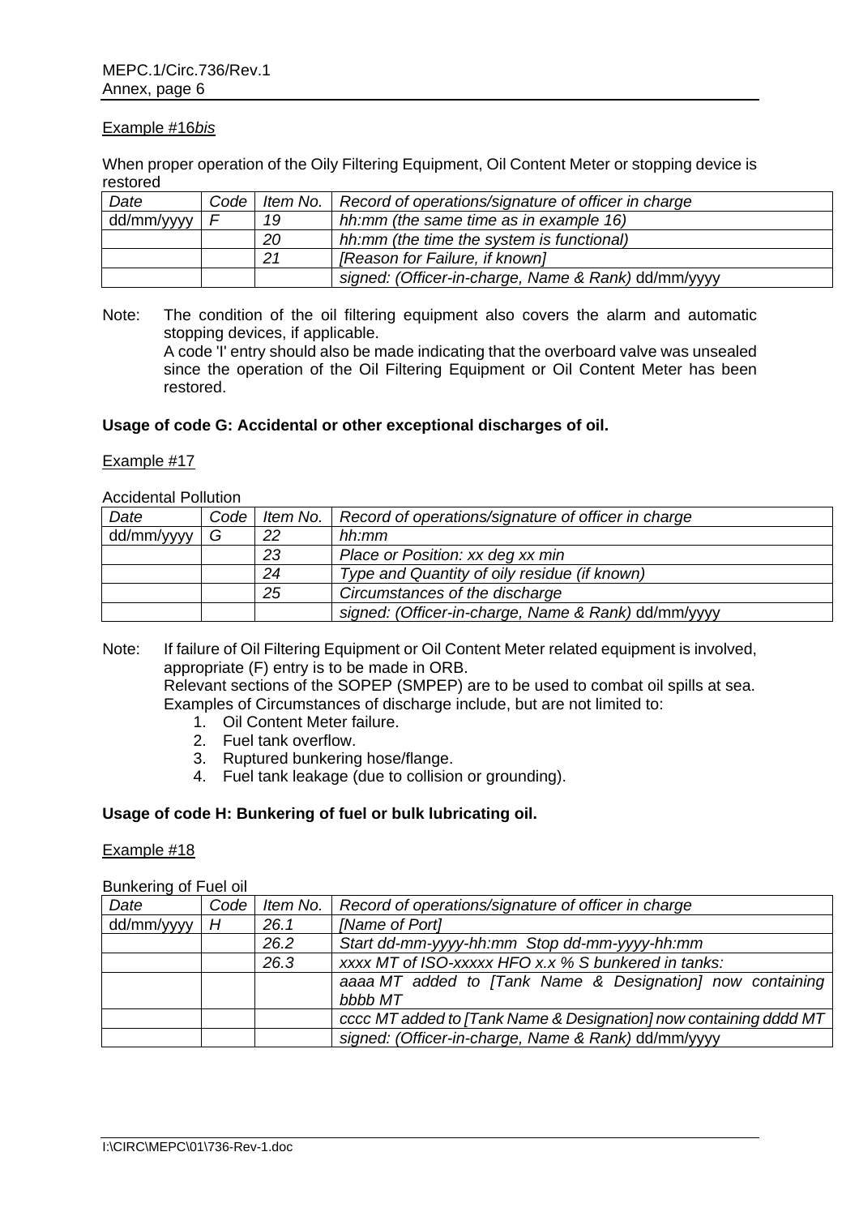Example #16*bis*

When proper operation of the Oily Filtering Equipment, Oil Content Meter or stopping device is restored

| *Date* | *Code* | *Item No.* | *Record of operations/signature of officer in charge* |
|---|---|---|---|
| dd/mm/yyyy | *F* | *19* | *hh:mm (the same time as in example 16)* |
| | | *20* | *hh:mm (the time the system is functional)* |
| | | *21* | *[Reason for Failure, if known]* |
| | | | *signed: (Officer-in-charge, Name & Rank)* dd/mm/yyyy |

Note: The condition of the oil filtering equipment also covers the alarm and automatic stopping devices, if applicable.
A code 'I' entry should also be made indicating that the overboard valve was unsealed since the operation of the Oil Filtering Equipment or Oil Content Meter has been restored.

**Usage of code G: Accidental or other exceptional discharges of oil.**

Example #17

Accidental Pollution

| *Date* | *Code* | *Item No.* | *Record of operations/signature of officer in charge* |
|---|---|---|---|
| dd/mm/yyyy | *G* | *22* | *hh:mm* |
| | | *23* | *Place or Position: xx deg xx min* |
| | | *24* | *Type and Quantity of oily residue (if known)* |
| | | *25* | *Circumstances of the discharge* |
| | | | *signed: (Officer-in-charge, Name & Rank)* dd/mm/yyyy |

Note: If failure of Oil Filtering Equipment or Oil Content Meter related equipment is involved, appropriate (F) entry is to be made in ORB.
Relevant sections of the SOPEP (SMPEP) are to be used to combat oil spills at sea.
Examples of Circumstances of discharge include, but are not limited to:

1. Oil Content Meter failure.
2. Fuel tank overflow.
3. Ruptured bunkering hose/flange.
4. Fuel tank leakage (due to collision or grounding).

**Usage of code H: Bunkering of fuel or bulk lubricating oil.**

Example #18

Bunkering of Fuel oil

| *Date* | *Code* | *Item No.* | *Record of operations/signature of officer in charge* |
|---|---|---|---|
| dd/mm/yyyy | *H* | *26.1* | *[Name of Port]* |
| | | *26.2* | *Start dd-mm-yyyy-hh:mm Stop dd-mm-yyyy-hh:mm* |
| | | *26.3* | *xxxx MT of ISO-xxxxx HFO x.x % S bunkered in tanks:* |
| | | | *aaaa MT added to [Tank Name & Designation] now containing bbbb MT* |
| | | | *cccc MT added to [Tank Name & Designation] now containing dddd MT* |
| | | | *signed: (Officer-in-charge, Name & Rank)* dd/mm/yyyy |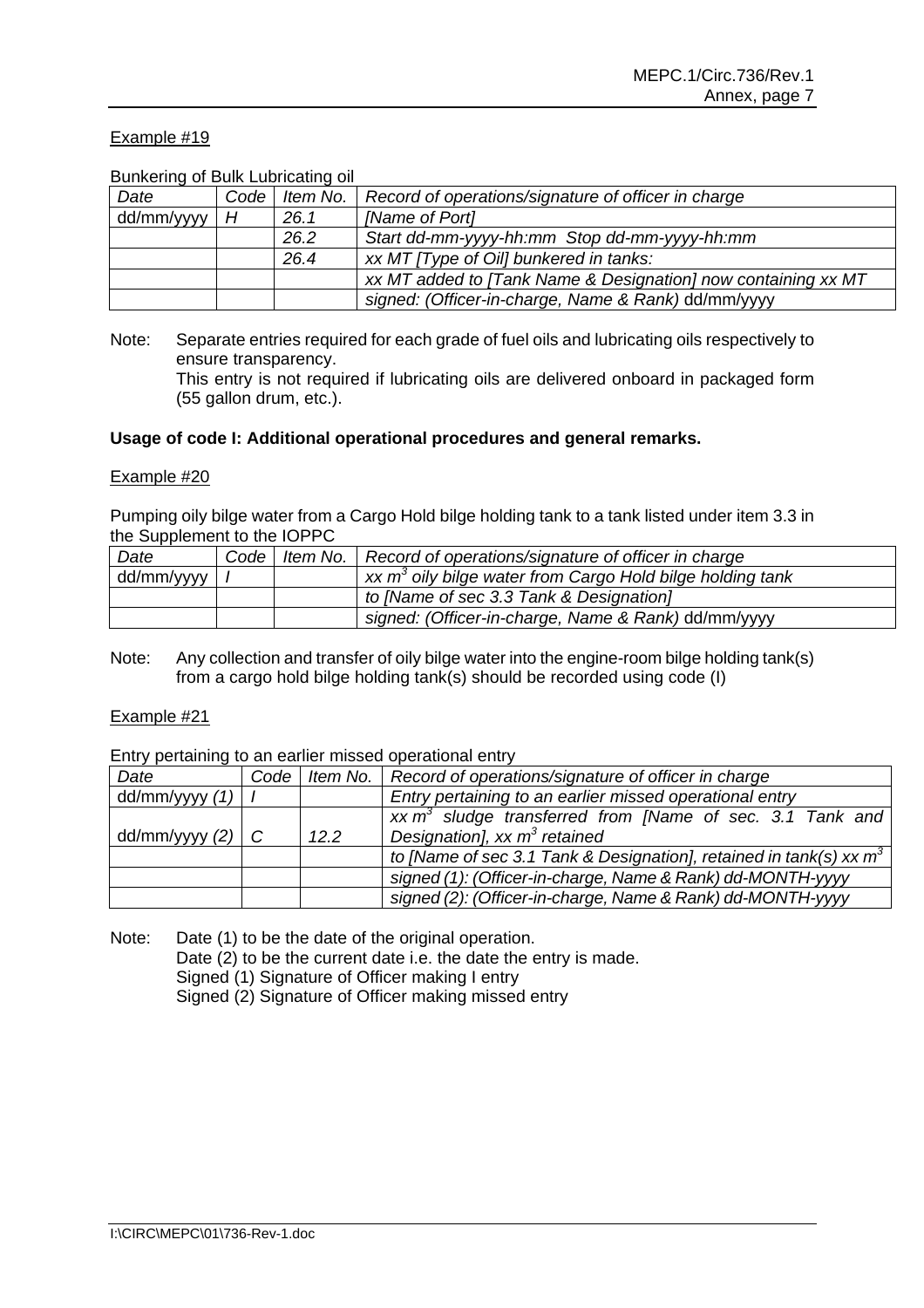Example #19

Bunkering of Bulk Lubricating oil

| *Date* | *Code* | *Item No.* | *Record of operations/signature of officer in charge* |
|---|---|---|---|
| dd/mm/yyyy | *H* | *26.1* | *[Name of Port]* |
| | | *26.2* | *Start dd-mm-yyyy-hh:mm Stop dd-mm-yyyy-hh:mm* |
| | | *26.4* | *xx MT [Type of Oil] bunkered in tanks:* |
| | | | *xx MT added to [Tank Name & Designation] now containing xx MT* |
| | | | *signed: (Officer-in-charge, Name & Rank)* dd/mm/yyyy |

Note: Separate entries required for each grade of fuel oils and lubricating oils respectively to ensure transparency.
This entry is not required if lubricating oils are delivered onboard in packaged form (55 gallon drum, etc.).

**Usage of code I: Additional operational procedures and general remarks.**

Example #20

Pumping oily bilge water from a Cargo Hold bilge holding tank to a tank listed under item 3.3 in the Supplement to the IOPPC

| *Date* | *Code* | *Item No.* | *Record of operations/signature of officer in charge* |
|---|---|---|---|
| dd/mm/yyyy | *I* | | *xx* $m^3$ *oily bilge water from Cargo Hold bilge holding tank* |
| | | | *to [Name of sec 3.3 Tank & Designation]* |
| | | | *signed: (Officer-in-charge, Name & Rank)* dd/mm/yyyy |

Note: Any collection and transfer of oily bilge water into the engine-room bilge holding tank(s) from a cargo hold bilge holding tank(s) should be recorded using code (I)

Example #21

Entry pertaining to an earlier missed operational entry

| *Date* | *Code* | *Item No.* | *Record of operations/signature of officer in charge* |
|---|---|---|---|
| dd/mm/yyyy *(1)* | *I* | | *Entry pertaining to an earlier missed operational entry* |
| dd/mm/yyyy *(2)* | *C* | *12.2* | *xx* $m^3$ *sludge transferred from [Name of sec. 3.1 Tank and Designation], xx* $m^3$ *retained* |
| | | | *to [Name of sec 3.1 Tank & Designation], retained in tank(s) xx* $m^3$ |
| | | | *signed (1): (Officer-in-charge, Name & Rank) dd-MONTH-yyyy* |
| | | | *signed (2): (Officer-in-charge, Name & Rank) dd-MONTH-yyyy* |

Note: Date (1) to be the date of the original operation.
Date (2) to be the current date i.e. the date the entry is made.
Signed (1) Signature of Officer making I entry
Signed (2) Signature of Officer making missed entry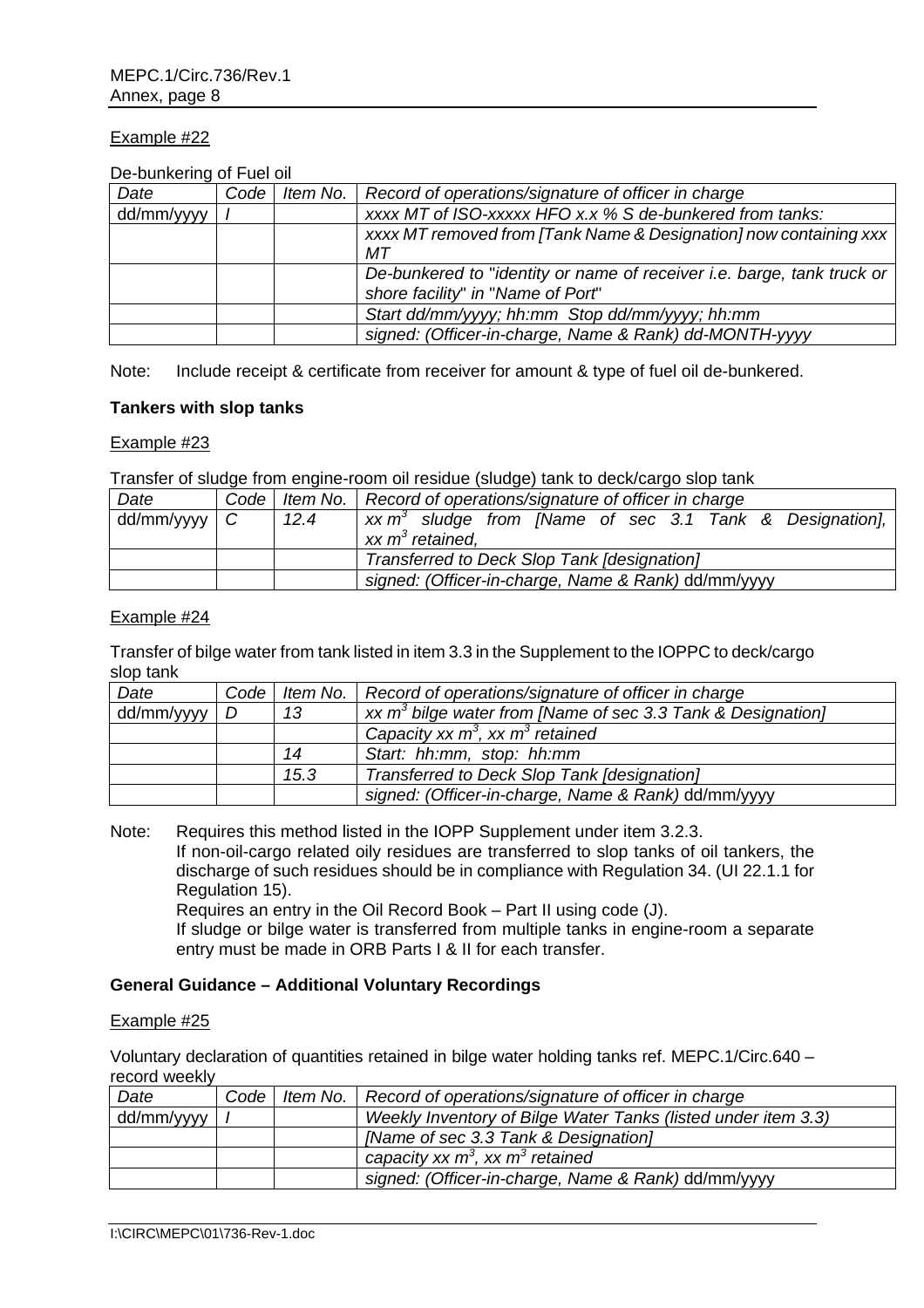Example #22

De-bunkering of Fuel oil

| *Date* | *Code* | *Item No.* | *Record of operations/signature of officer in charge* |
| --- | --- | --- | --- |
| dd/mm/yyyy | *I* | | *xxxx MT of ISO-xxxxx HFO x.x % S de-bunkered from tanks:* |
| | | | *xxxx MT removed from [Tank Name & Designation] now containing xxx MT* |
| | | | *De-bunkered to "identity or name of receiver i.e. barge, tank truck or shore facility" in "Name of Port"* |
| | | | *Start dd/mm/yyyy; hh:mm Stop dd/mm/yyyy; hh:mm* |
| | | | *signed: (Officer-in-charge, Name & Rank) dd-MONTH-yyyy* |

Note: Include receipt & certificate from receiver for amount & type of fuel oil de-bunkered.

**Tankers with slop tanks**

Example #23

Transfer of sludge from engine-room oil residue (sludge) tank to deck/cargo slop tank

| *Date* | *Code* | *Item No.* | *Record of operations/signature of officer in charge* |
| --- | --- | --- | --- |
| dd/mm/yyyy | *C* | *12.4* | *xx $m^3$ sludge from [Name of sec 3.1 Tank & Designation], xx $m^3$ retained,* |
| | | | *Transferred to Deck Slop Tank [designation]* |
| | | | *signed: (Officer-in-charge, Name & Rank)* dd/mm/yyyy |

Example #24

Transfer of bilge water from tank listed in item 3.3 in the Supplement to the IOPPC to deck/cargo slop tank

| *Date* | *Code* | *Item No.* | *Record of operations/signature of officer in charge* |
| --- | --- | --- | --- |
| dd/mm/yyyy | *D* | *13* | *xx $m^3$ bilge water from [Name of sec 3.3 Tank & Designation]* |
| | | | *Capacity xx $m^3$, xx $m^3$ retained* |
| | | *14* | *Start: hh:mm, stop: hh:mm* |
| | | *15.3* | *Transferred to Deck Slop Tank [designation]* |
| | | | *signed: (Officer-in-charge, Name & Rank)* dd/mm/yyyy |

Note: Requires this method listed in the IOPP Supplement under item 3.2.3.
If non-oil-cargo related oily residues are transferred to slop tanks of oil tankers, the discharge of such residues should be in compliance with Regulation 34. (UI 22.1.1 for Regulation 15).
Requires an entry in the Oil Record Book – Part II using code (J).
If sludge or bilge water is transferred from multiple tanks in engine-room a separate entry must be made in ORB Parts I & II for each transfer.

**General Guidance – Additional Voluntary Recordings**

Example #25

Voluntary declaration of quantities retained in bilge water holding tanks ref. MEPC.1/Circ.640 – record weekly

| *Date* | *Code* | *Item No.* | *Record of operations/signature of officer in charge* |
| --- | --- | --- | --- |
| dd/mm/yyyy | *I* | | *Weekly Inventory of Bilge Water Tanks (listed under item 3.3)* |
| | | | *[Name of sec 3.3 Tank & Designation]* |
| | | | *capacity xx $m^3$, xx $m^3$ retained* |
| | | | *signed: (Officer-in-charge, Name & Rank)* dd/mm/yyyy |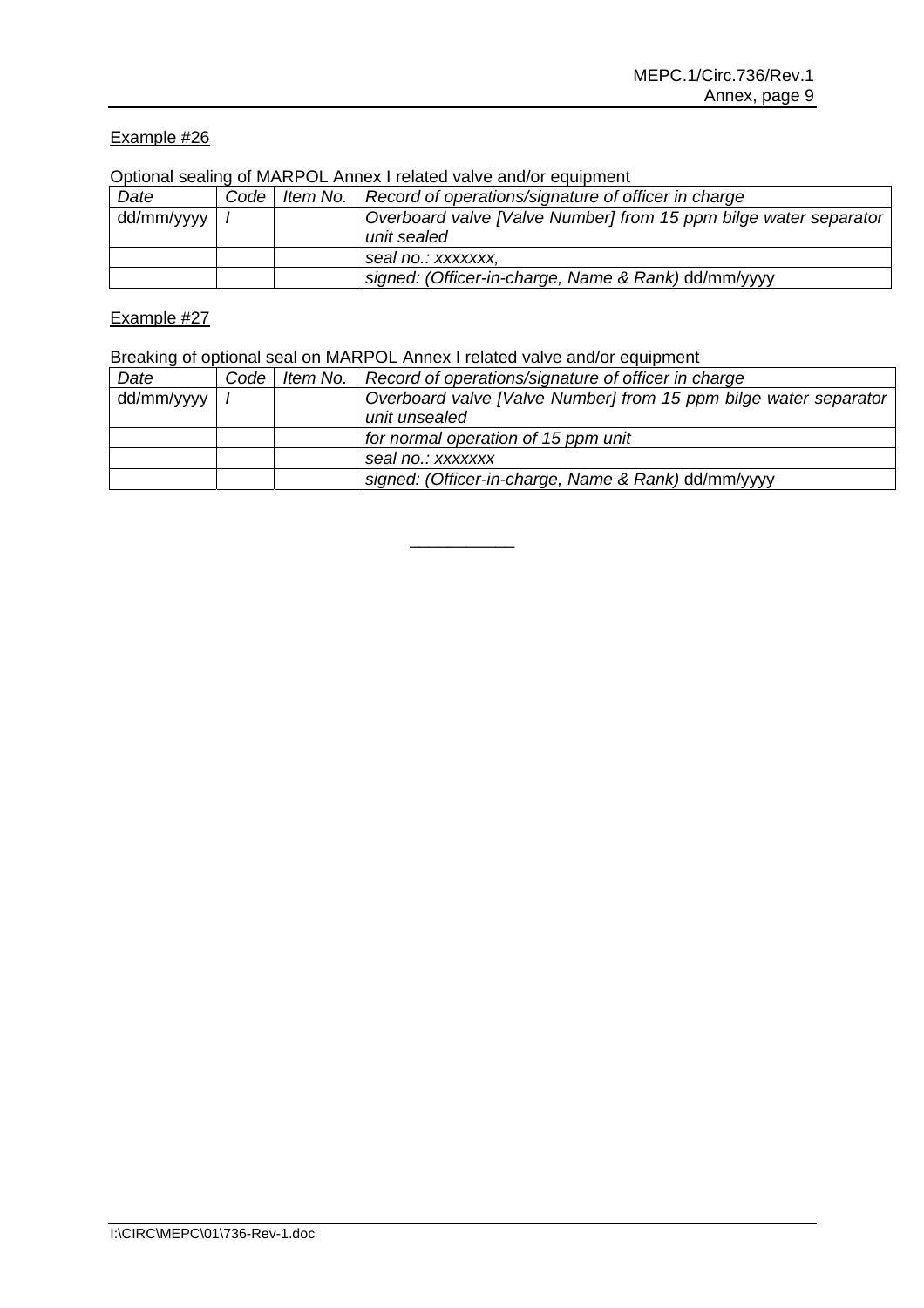Example #26

Optional sealing of MARPOL Annex I related valve and/or equipment

| *Date* | *Code* | *Item No.* | *Record of operations/signature of officer in charge* |
|---|---|---|---|
| dd/mm/yyyy | *I* | | *Overboard valve [Valve Number] from 15 ppm bilge water separator unit sealed* |
| | | | *seal no.: xxxxxxx,* |
| | | | *signed: (Officer-in-charge, Name & Rank)* dd/mm/yyyy |

Example #27

Breaking of optional seal on MARPOL Annex I related valve and/or equipment

| *Date* | *Code* | *Item No.* | *Record of operations/signature of officer in charge* |
|---|---|---|---|
| dd/mm/yyyy | *I* | | *Overboard valve [Valve Number] from 15 ppm bilge water separator unit unsealed* |
| | | | *for normal operation of 15 ppm unit* |
| | | | *seal no.: xxxxxxx* |
| | | | *signed: (Officer-in-charge, Name & Rank)* dd/mm/yyyy |

___________